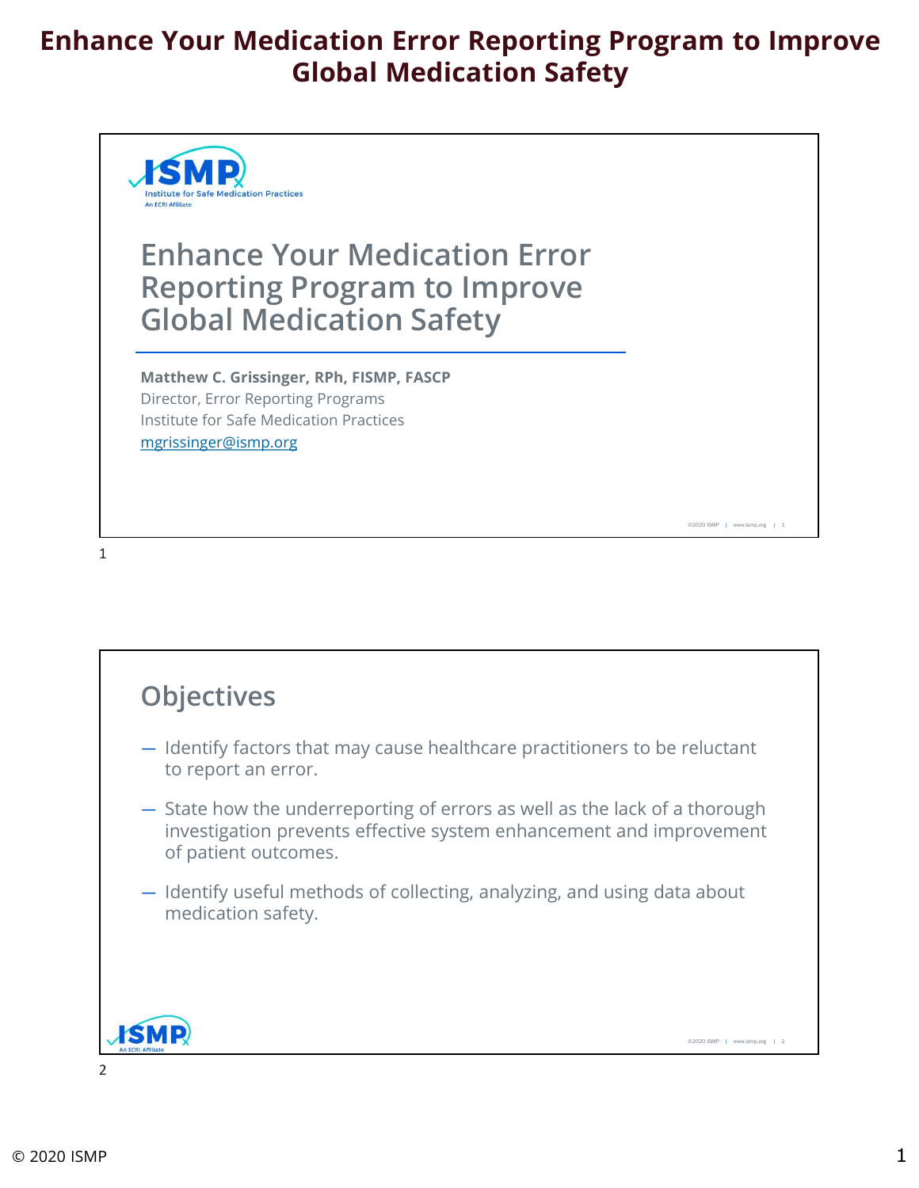# Enhance Your Medication Error Reporting Program to Improve Global Medication Safety

ISMP
Institute for Safe Medication Practices
An ECRI Affiliate

## Enhance Your Medication Error Reporting Program to Improve Global Medication Safety

**Matthew C. Grissinger, RPh, FISMP, FASCP**
Director, Error Reporting Programs
Institute for Safe Medication Practices
mgrissinger@ismp.org

1

## Objectives

- Identify factors that may cause healthcare practitioners to be reluctant to report an error.
- State how the underreporting of errors as well as the lack of a thorough investigation prevents effective system enhancement and improvement of patient outcomes.
- Identify useful methods of collecting, analyzing, and using data about medication safety.

2

© 2020 ISMP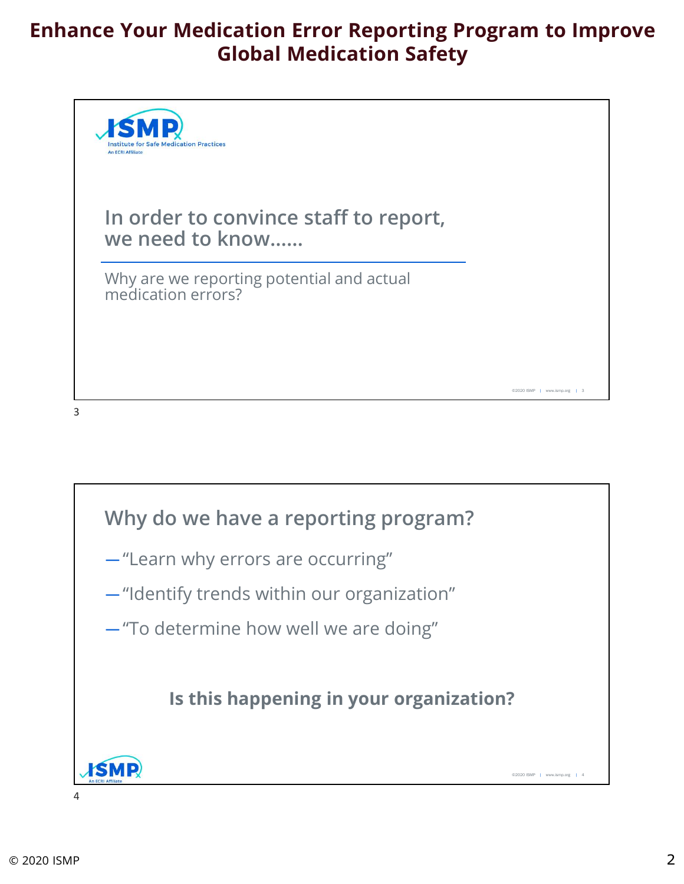# Enhance Your Medication Error Reporting Program to Improve Global Medication Safety

ISMP
Institute for Safe Medication Practices
An ECRI Affiliate

## In order to convince staff to report, we need to know……

Why are we reporting potential and actual medication errors?

## Why do we have a reporting program?

- "Learn why errors are occurring"
- "Identify trends within our organization"
- "To determine how well we are doing"

**Is this happening in your organization?**

ISMP
An ECRI Affiliate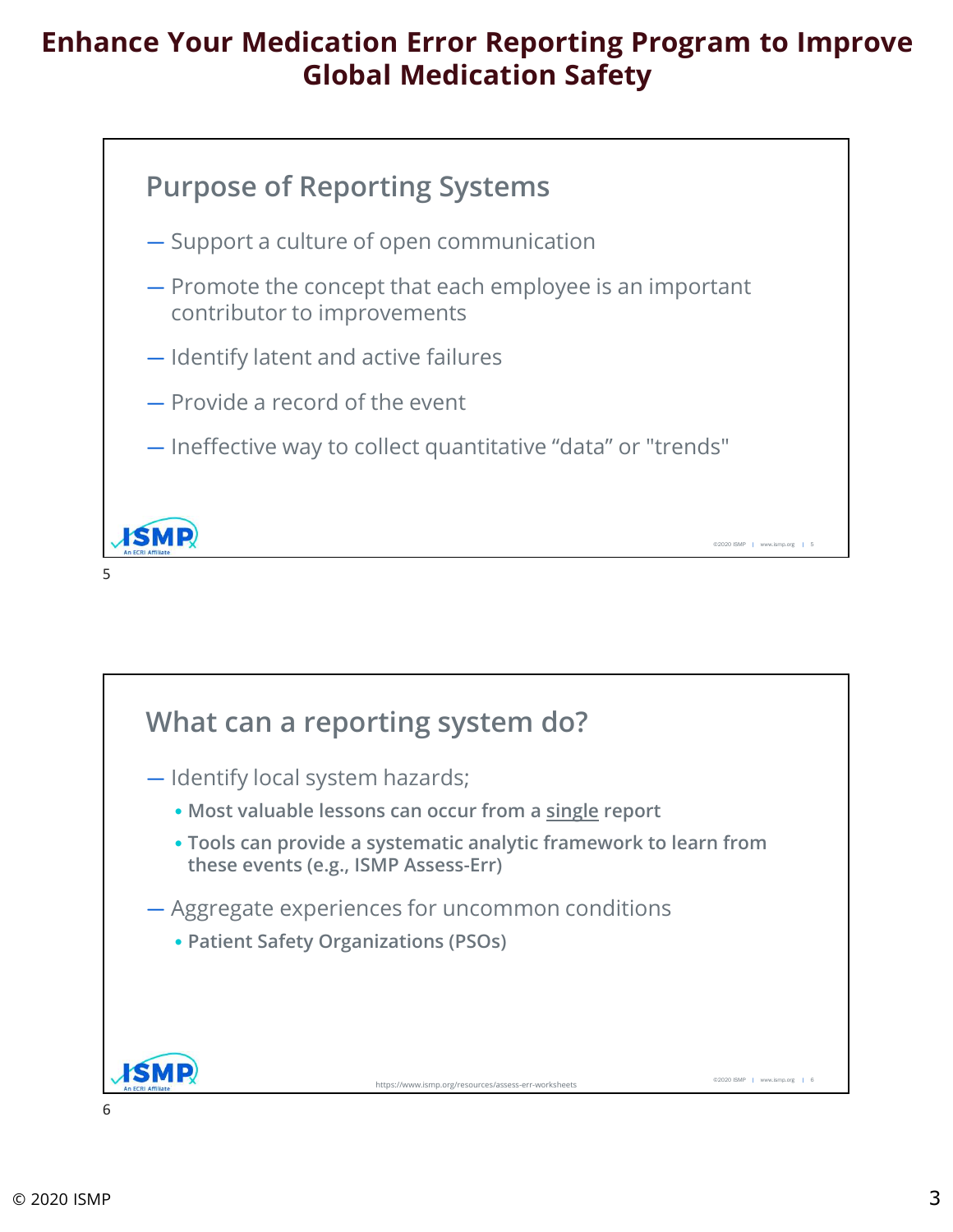## Purpose of Reporting Systems

- Support a culture of open communication
- Promote the concept that each employee is an important contributor to improvements
- Identify latent and active failures
- Provide a record of the event
- Ineffective way to collect quantitative “data” or "trends"

## What can a reporting system do?

- Identify local system hazards;
  - **Most valuable lessons can occur from a single report**
  - **Tools can provide a systematic analytic framework to learn from these events (e.g., ISMP Assess-Err)**
- Aggregate experiences for uncommon conditions
  - **Patient Safety Organizations (PSOs)**

https://www.ismp.org/resources/assess-err-worksheets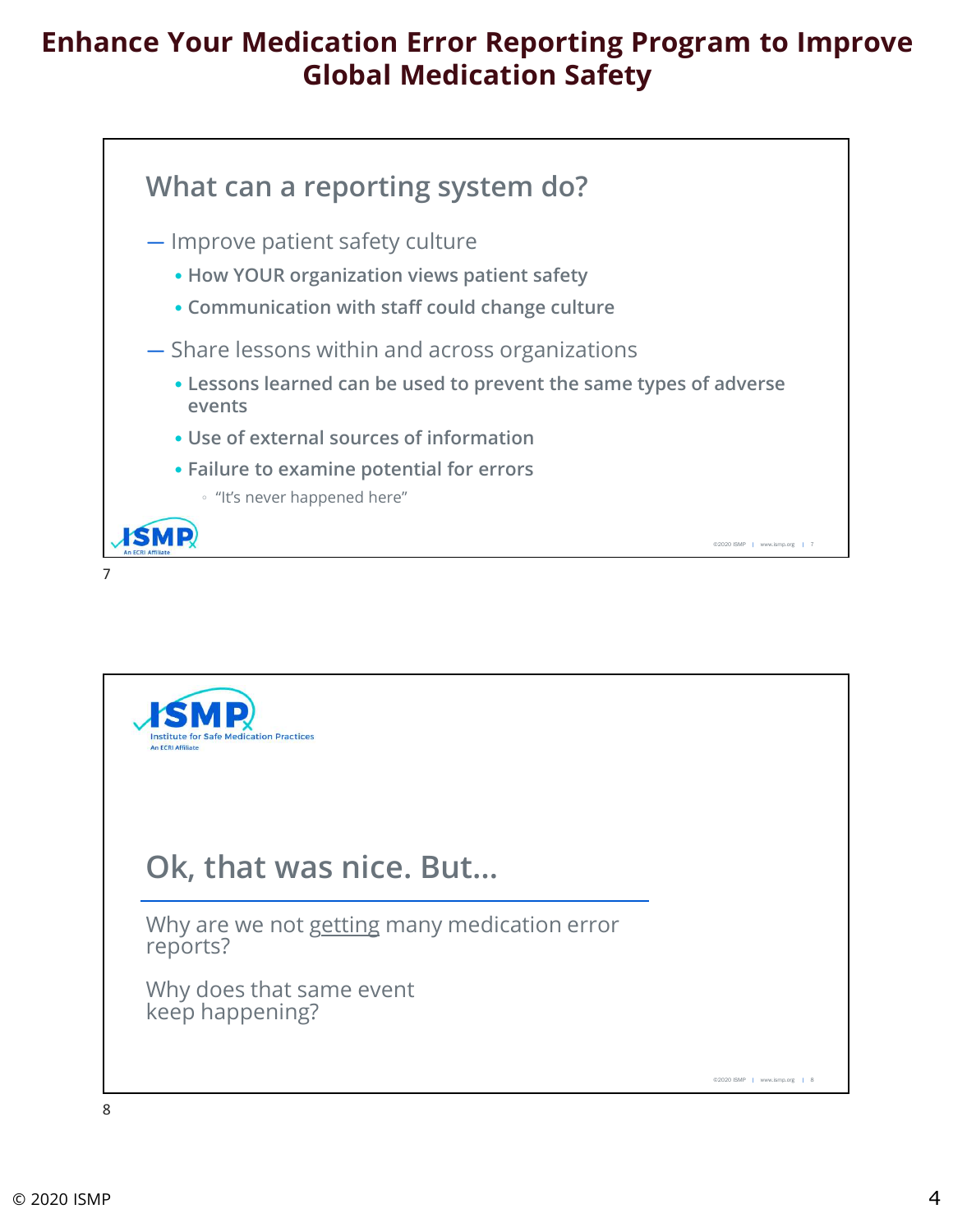# Enhance Your Medication Error Reporting Program to Improve Global Medication Safety

## What can a reporting system do?

- Improve patient safety culture
  - **How YOUR organization views patient safety**
  - **Communication with staff could change culture**
- Share lessons within and across organizations
  - **Lessons learned can be used to prevent the same types of adverse events**
  - **Use of external sources of information**
  - **Failure to examine potential for errors**
    - "It's never happened here"

7

## Ok, that was nice. But…

Why are we not getting many medication error reports?

Why does that same event keep happening?

8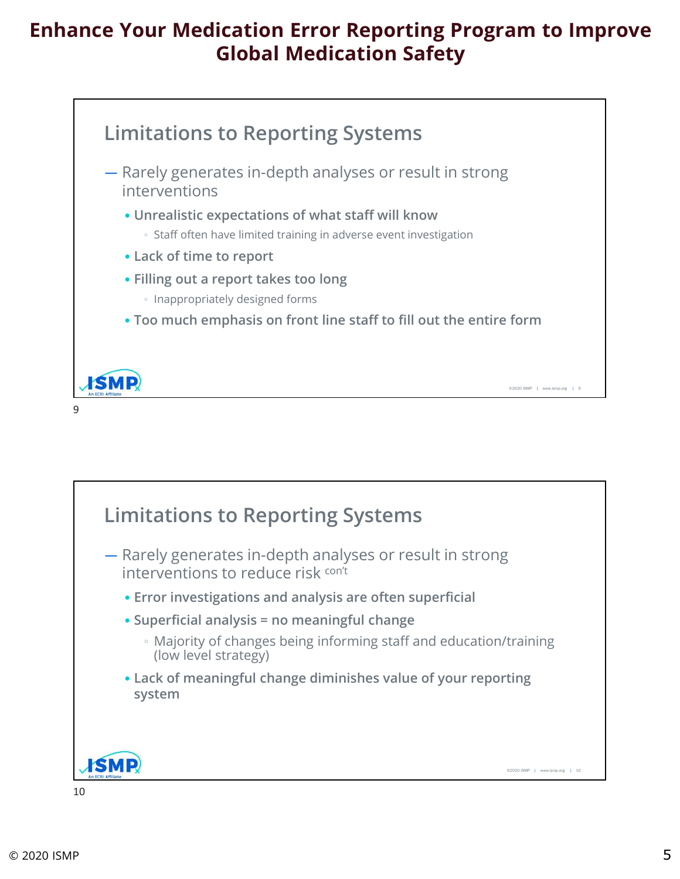## Limitations to Reporting Systems

- Rarely generates in-depth analyses or result in strong interventions
  - **Unrealistic expectations of what staff will know**
    - Staff often have limited training in adverse event investigation
  - **Lack of time to report**
  - **Filling out a report takes too long**
    - Inappropriately designed forms
  - **Too much emphasis on front line staff to fill out the entire form**

## Limitations to Reporting Systems

- Rarely generates in-depth analyses or result in strong interventions to reduce risk con't
  - **Error investigations and analysis are often superficial**
  - **Superficial analysis = no meaningful change**
    - Majority of changes being informing staff and education/training (low level strategy)
  - **Lack of meaningful change diminishes value of your reporting system**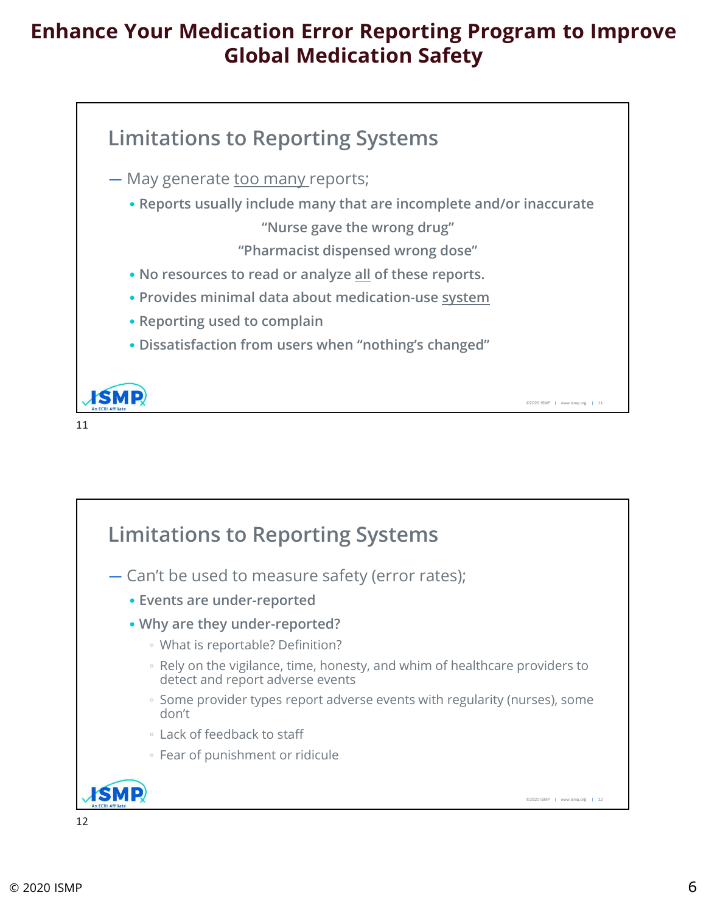# Enhance Your Medication Error Reporting Program to Improve Global Medication Safety

## Limitations to Reporting Systems

— May generate too many reports;

- Reports usually include many that are incomplete and/or inaccurate

  "Nurse gave the wrong drug"

  "Pharmacist dispensed wrong dose"

- No resources to read or analyze all of these reports.
- Provides minimal data about medication-use system
- Reporting used to complain
- Dissatisfaction from users when "nothing's changed"

11

## Limitations to Reporting Systems

— Can't be used to measure safety (error rates);

- Events are under-reported
- Why are they under-reported?
  - What is reportable? Definition?
  - Rely on the vigilance, time, honesty, and whim of healthcare providers to detect and report adverse events
  - Some provider types report adverse events with regularity (nurses), some don't
  - Lack of feedback to staff
  - Fear of punishment or ridicule

12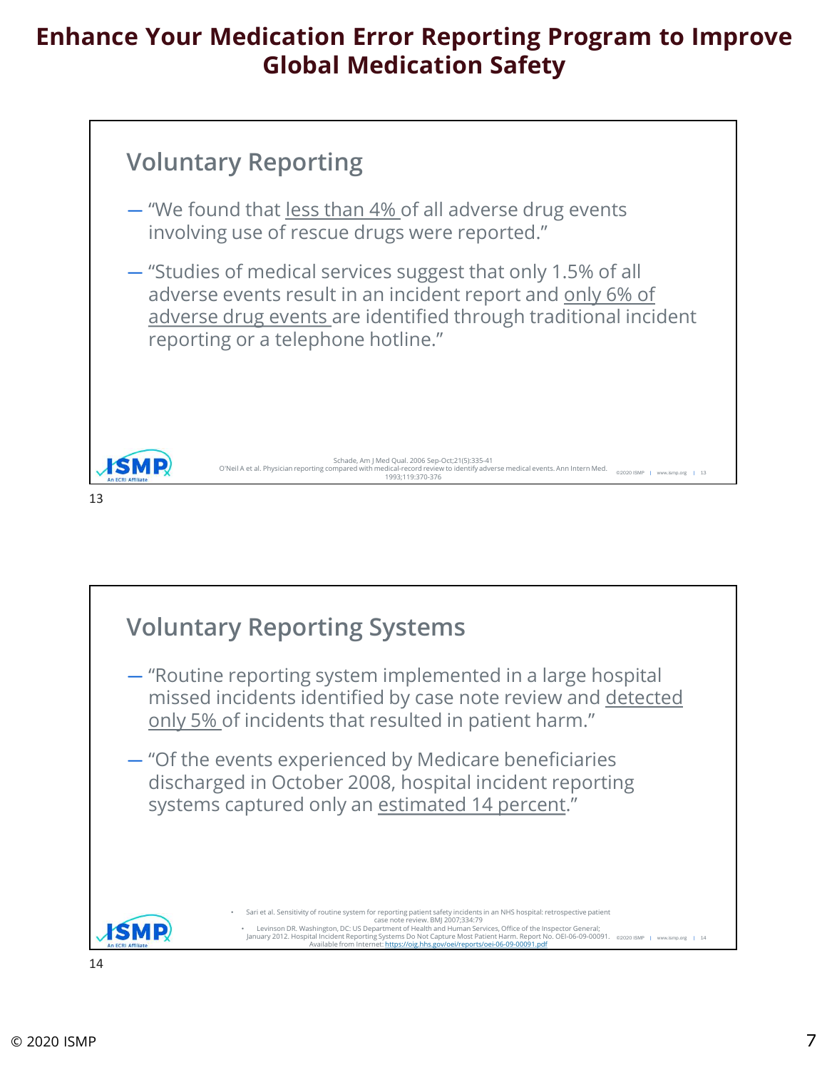# Enhance Your Medication Error Reporting Program to Improve Global Medication Safety

## Voluntary Reporting

- "We found that less than 4% of all adverse drug events involving use of rescue drugs were reported."
- "Studies of medical services suggest that only 1.5% of all adverse events result in an incident report and only 6% of adverse drug events are identified through traditional incident reporting or a telephone hotline."

Schade, Am J Med Qual. 2006 Sep-Oct;21(5):335-41
O'Neil A et al. Physician reporting compared with medical-record review to identify adverse medical events. Ann Intern Med. 1993;119:370-376

13

## Voluntary Reporting Systems

- "Routine reporting system implemented in a large hospital missed incidents identified by case note review and detected only 5% of incidents that resulted in patient harm."
- "Of the events experienced by Medicare beneficiaries discharged in October 2008, hospital incident reporting systems captured only an estimated 14 percent."

- Sari et al. Sensitivity of routine system for reporting patient safety incidents in an NHS hospital: retrospective patient case note review. BMJ 2007;334:79
- Levinson DR. Washington, DC: US Department of Health and Human Services, Office of the Inspector General; January 2012. Hospital Incident Reporting Systems Do Not Capture Most Patient Harm. Report No. OEI-06-09-00091. Available from Internet: https://oig.hhs.gov/oei/reports/oei-06-09-00091.pdf

14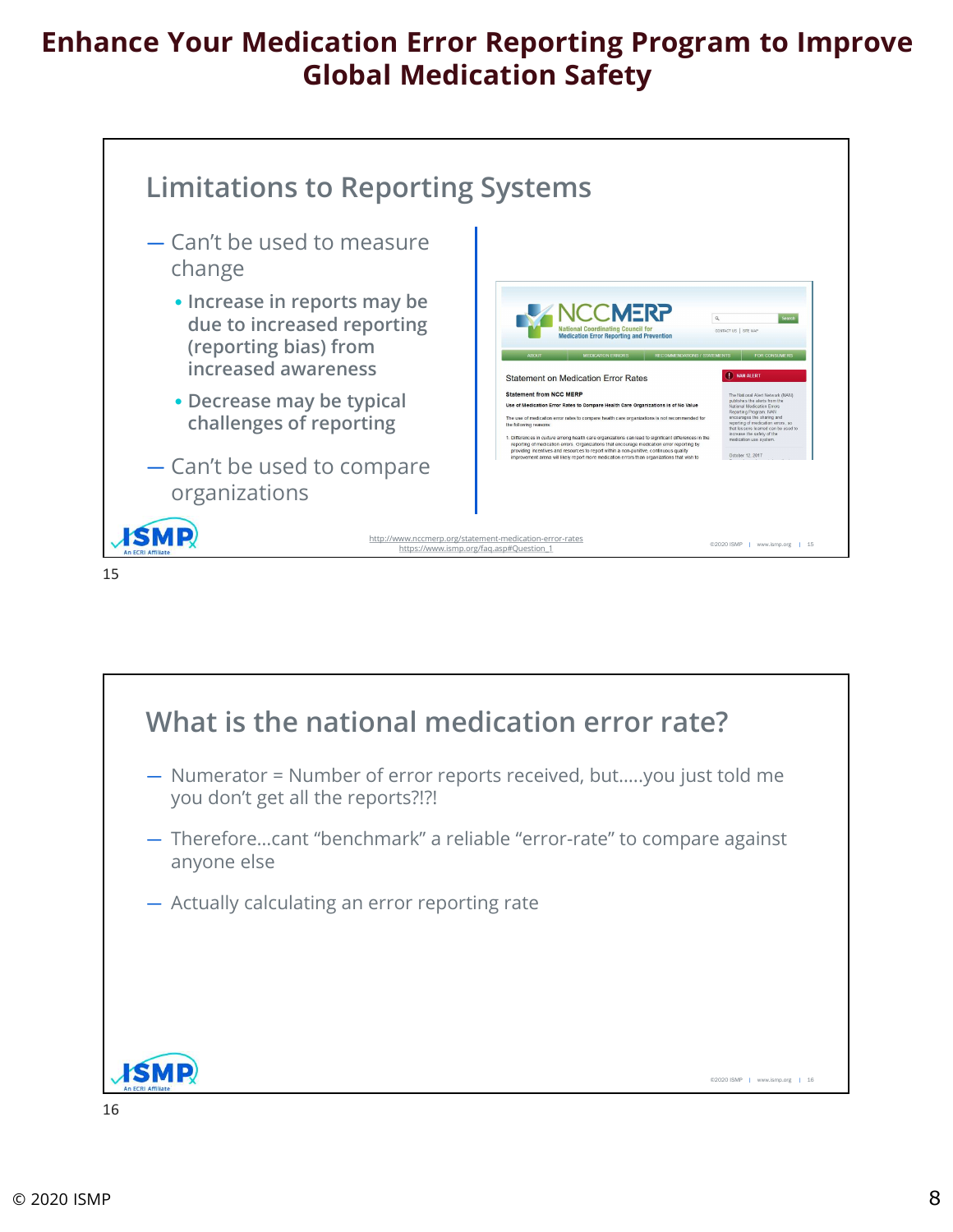# Enhance Your Medication Error Reporting Program to Improve Global Medication Safety

## Limitations to Reporting Systems

- Can't be used to measure change
  - **Increase in reports may be due to increased reporting (reporting bias) from increased awareness**
  - **Decrease may be typical challenges of reporting**
- Can't be used to compare organizations

NCCMERP
National Coordinating Council for Medication Error Reporting and Prevention

Statement on Medication Error Rates

Statement from NCC MERP

Use of Medication Error Rates to Compare Health Care Organizations is of No Value

The use of medication error rates to compare health care organizations is not recommended for the following reasons:

1. Differences in culture among health care organizations can lead to significant differences in the reporting of medication errors. Organizations that encourage medication error reporting by providing incentives and resources to report within a non-punitive, continuous quality improvement arena will likely report more medication errors than organizations that wish to

http://www.nccmerp.org/statement-medication-error-rates
https://www.ismp.org/faq.asp#Question_1

15

## What is the national medication error rate?

- Numerator = Number of error reports received, but.....you just told me you don't get all the reports?!?!
- Therefore...cant "benchmark" a reliable "error-rate" to compare against anyone else
- Actually calculating an error reporting rate

16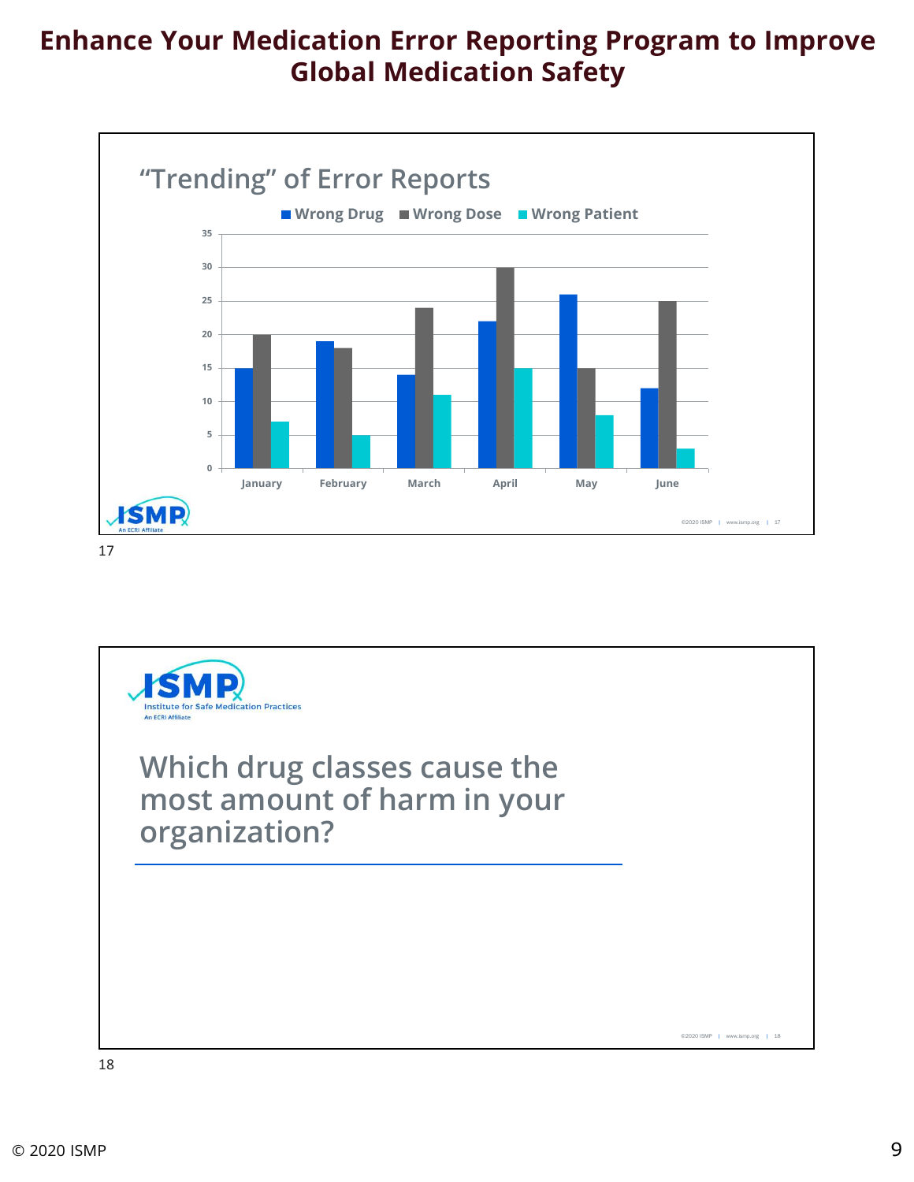# Enhance Your Medication Error Reporting Program to Improve Global Medication Safety

## "Trending" of Error Reports

Wrong Drug
Wrong Dose
Wrong Patient

35
30
25
20
15
10
5
0

January
February
March
April
May
June

ISMP
An ECRI Affiliate

©2020 ISMP | www.ismp.org | 17

17

ISMP
Institute for Safe Medication Practices
An ECRI Affiliate

## Which drug classes cause the most amount of harm in your organization?

©2020 ISMP | www.ismp.org | 18

18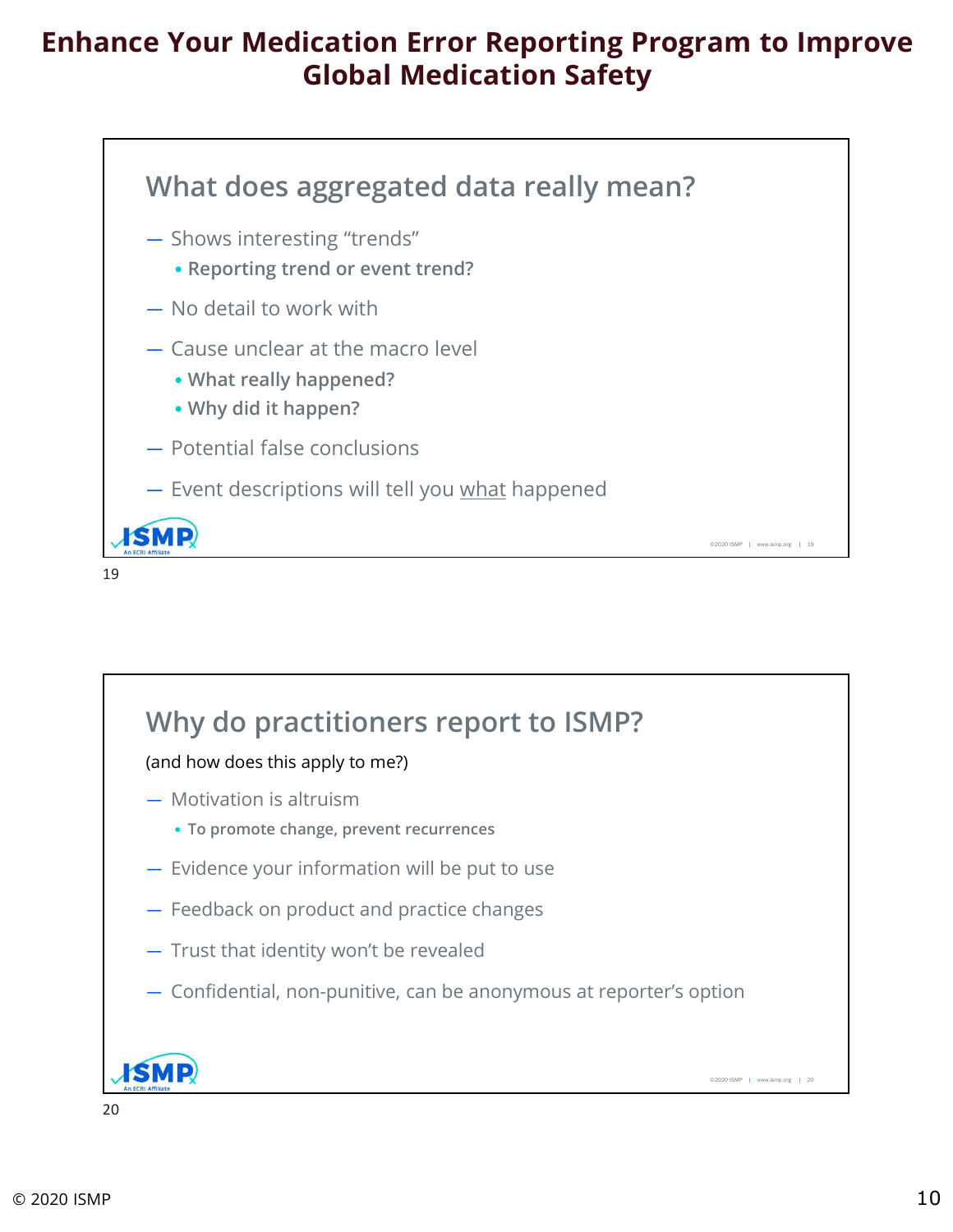# Enhance Your Medication Error Reporting Program to Improve Global Medication Safety

## What does aggregated data really mean?

- Shows interesting "trends"
  - **Reporting trend or event trend?**
- No detail to work with
- Cause unclear at the macro level
  - **What really happened?**
  - **Why did it happen?**
- Potential false conclusions
- Event descriptions will tell you <u>what</u> happened

## Why do practitioners report to ISMP?

(and how does this apply to me?)

- Motivation is altruism
  - **To promote change, prevent recurrences**
- Evidence your information will be put to use
- Feedback on product and practice changes
- Trust that identity won't be revealed
- Confidential, non-punitive, can be anonymous at reporter's option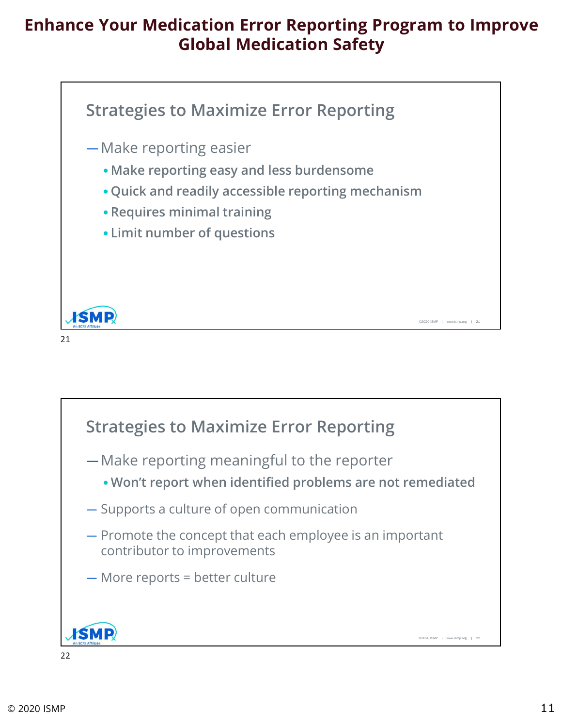## Strategies to Maximize Error Reporting

- Make reporting easier
  - **Make reporting easy and less burdensome**
  - **Quick and readily accessible reporting mechanism**
  - **Requires minimal training**
  - **Limit number of questions**

## Strategies to Maximize Error Reporting

- Make reporting meaningful to the reporter
  - **Won't report when identified problems are not remediated**
- Supports a culture of open communication
- Promote the concept that each employee is an important contributor to improvements
- More reports = better culture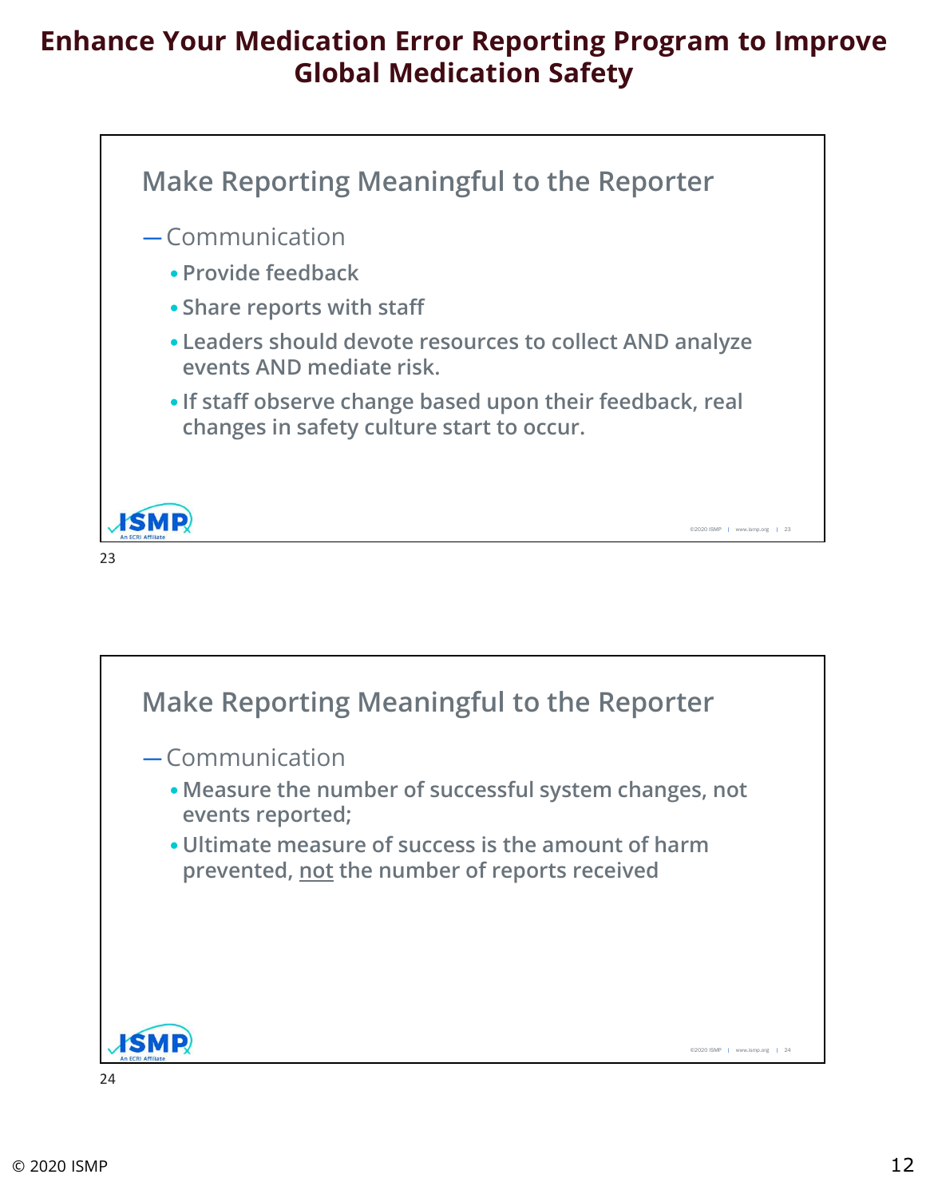## Make Reporting Meaningful to the Reporter

- Communication
  - Provide feedback
  - Share reports with staff
  - Leaders should devote resources to collect AND analyze events AND mediate risk.
  - If staff observe change based upon their feedback, real changes in safety culture start to occur.

## Make Reporting Meaningful to the Reporter

- Communication
  - Measure the number of successful system changes, not events reported;
  - Ultimate measure of success is the amount of harm prevented, <u>not</u> the number of reports received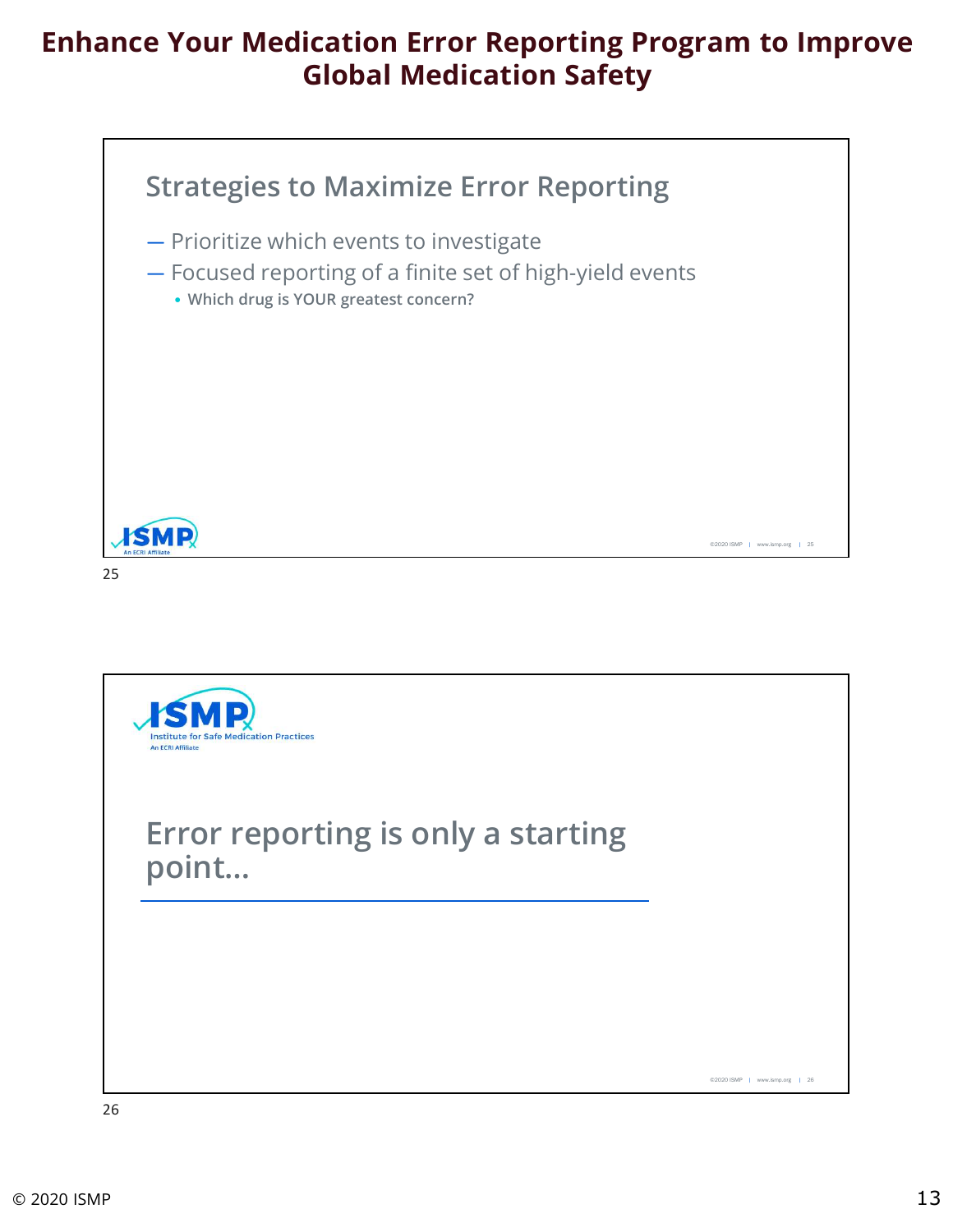## Strategies to Maximize Error Reporting

- Prioritize which events to investigate
- Focused reporting of a finite set of high-yield events
  - **Which drug is YOUR greatest concern?**

## Error reporting is only a starting point...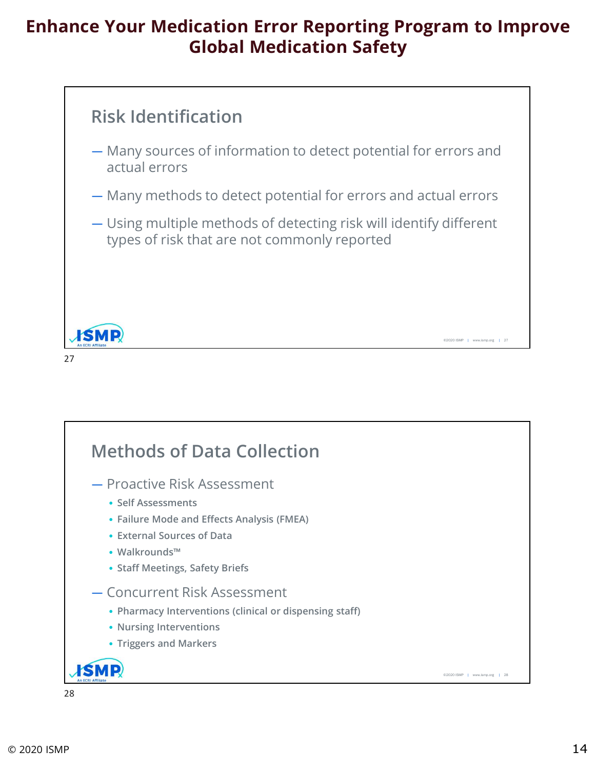# Enhance Your Medication Error Reporting Program to Improve Global Medication Safety

## Risk Identification

- Many sources of information to detect potential for errors and actual errors
- Many methods to detect potential for errors and actual errors
- Using multiple methods of detecting risk will identify different types of risk that are not commonly reported

## Methods of Data Collection

- Proactive Risk Assessment
  - Self Assessments
  - Failure Mode and Effects Analysis (FMEA)
  - External Sources of Data
  - Walkrounds™
  - Staff Meetings, Safety Briefs
- Concurrent Risk Assessment
  - Pharmacy Interventions (clinical or dispensing staff)
  - Nursing Interventions
  - Triggers and Markers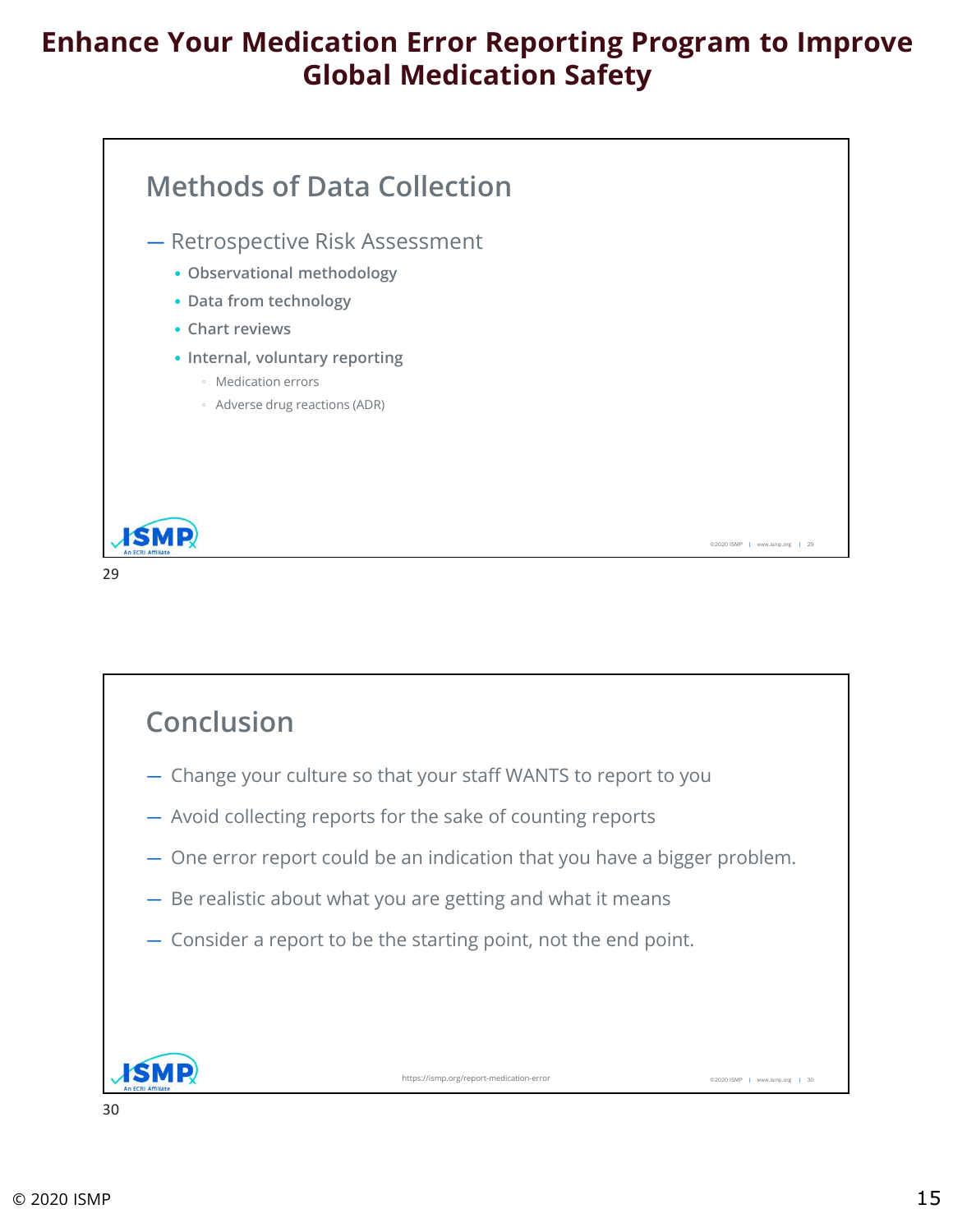# Enhance Your Medication Error Reporting Program to Improve Global Medication Safety

## Methods of Data Collection

— Retrospective Risk Assessment
- **Observational methodology**
- **Data from technology**
- **Chart reviews**
- **Internal, voluntary reporting**
  - Medication errors
  - Adverse drug reactions (ADR)

## Conclusion

— Change your culture so that your staff WANTS to report to you

— Avoid collecting reports for the sake of counting reports

— One error report could be an indication that you have a bigger problem.

— Be realistic about what you are getting and what it means

— Consider a report to be the starting point, not the end point.

https://ismp.org/report-medication-error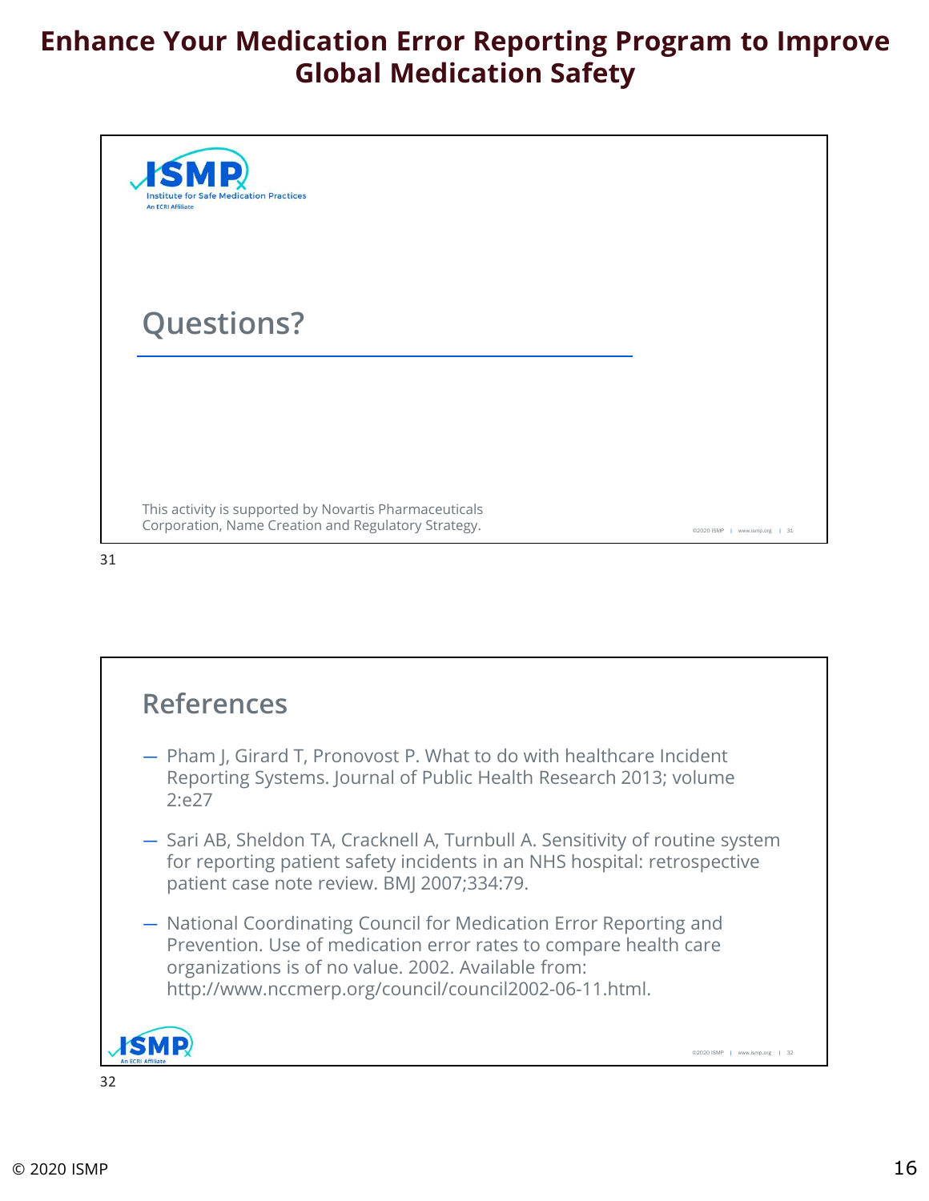# Enhance Your Medication Error Reporting Program to Improve Global Medication Safety

ISMP
Institute for Safe Medication Practices
An ECRI Affiliate

## Questions?

This activity is supported by Novartis Pharmaceuticals Corporation, Name Creation and Regulatory Strategy.

©2020 ISMP | www.ismp.org | 31

31

## References

- Pham J, Girard T, Pronovost P. What to do with healthcare Incident Reporting Systems. Journal of Public Health Research 2013; volume 2:e27
- Sari AB, Sheldon TA, Cracknell A, Turnbull A. Sensitivity of routine system for reporting patient safety incidents in an NHS hospital: retrospective patient case note review. BMJ 2007;334:79.
- National Coordinating Council for Medication Error Reporting and Prevention. Use of medication error rates to compare health care organizations is of no value. 2002. Available from: http://www.nccmerp.org/council/council2002-06-11.html.

ISMP
An ECRI Affiliate

©2020 ISMP | www.ismp.org | 32

32